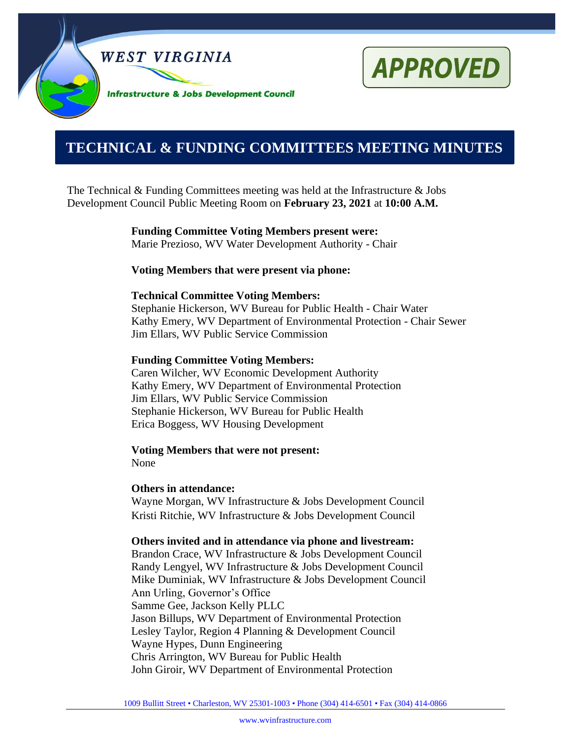WEST VIRGINIA

Infrastructure & Jobs Development Council

**APPROVED**

# TECHNICAL & FUNDING COMMITTEES MEETING MINUTES

The Technical & Funding Committees meeting was held at the Infrastructure & Jobs Development Council Public Meeting Room on **February 23, 2021** at **10:00 A.M.**

**Funding Committee Voting Members present were:**
Marie Prezioso, WV Water Development Authority - Chair

**Voting Members that were present via phone:**

**Technical Committee Voting Members:**
Stephanie Hickerson, WV Bureau for Public Health - Chair Water
Kathy Emery, WV Department of Environmental Protection - Chair Sewer
Jim Ellars, WV Public Service Commission

**Funding Committee Voting Members:**
Caren Wilcher, WV Economic Development Authority
Kathy Emery, WV Department of Environmental Protection
Jim Ellars, WV Public Service Commission
Stephanie Hickerson, WV Bureau for Public Health
Erica Boggess, WV Housing Development

**Voting Members that were not present:**
None

**Others in attendance:**
Wayne Morgan, WV Infrastructure & Jobs Development Council
Kristi Ritchie, WV Infrastructure & Jobs Development Council

**Others invited and in attendance via phone and livestream:**
Brandon Crace, WV Infrastructure & Jobs Development Council
Randy Lengyel, WV Infrastructure & Jobs Development Council
Mike Duminiak, WV Infrastructure & Jobs Development Council
Ann Urling, Governor's Office
Samme Gee, Jackson Kelly PLLC
Jason Billups, WV Department of Environmental Protection
Lesley Taylor, Region 4 Planning & Development Council
Wayne Hypes, Dunn Engineering
Chris Arrington, WV Bureau for Public Health
John Giroir, WV Department of Environmental Protection

1009 Bullitt Street • Charleston, WV 25301-1003 • Phone (304) 414-6501 • Fax (304) 414-0866

www.wvinfrastructure.com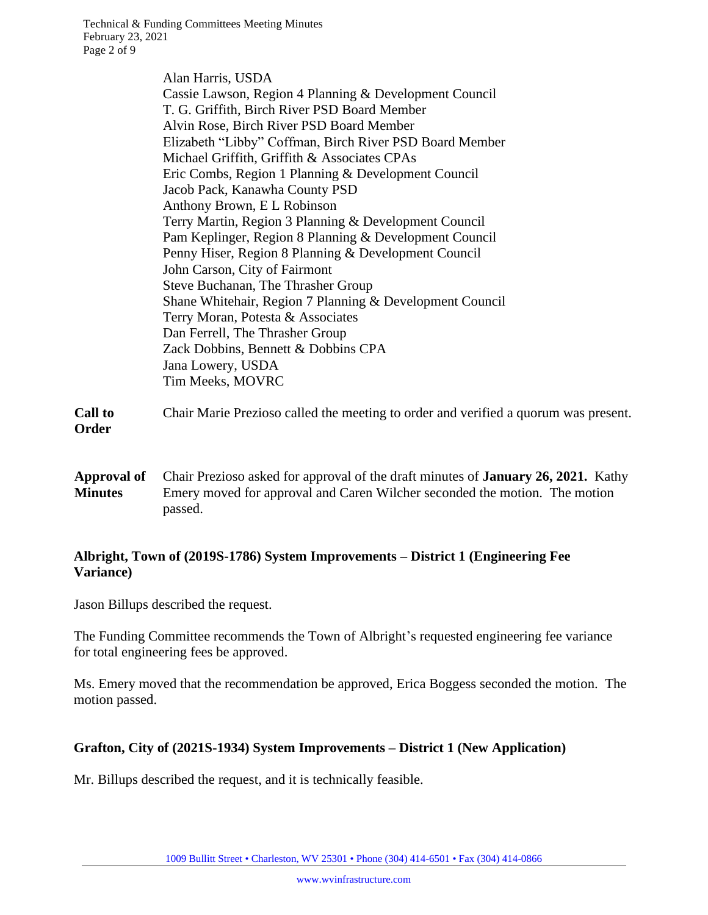Alan Harris, USDA
Cassie Lawson, Region 4 Planning & Development Council
T. G. Griffith, Birch River PSD Board Member
Alvin Rose, Birch River PSD Board Member
Elizabeth "Libby" Coffman, Birch River PSD Board Member
Michael Griffith, Griffith & Associates CPAs
Eric Combs, Region 1 Planning & Development Council
Jacob Pack, Kanawha County PSD
Anthony Brown, E L Robinson
Terry Martin, Region 3 Planning & Development Council
Pam Keplinger, Region 8 Planning & Development Council
Penny Hiser, Region 8 Planning & Development Council
John Carson, City of Fairmont
Steve Buchanan, The Thrasher Group
Shane Whitehair, Region 7 Planning & Development Council
Terry Moran, Potesta & Associates
Dan Ferrell, The Thrasher Group
Zack Dobbins, Bennett & Dobbins CPA
Jana Lowery, USDA
Tim Meeks, MOVRC

**Call to Order** Chair Marie Prezioso called the meeting to order and verified a quorum was present.

**Approval of Minutes** Chair Prezioso asked for approval of the draft minutes of **January 26, 2021.** Kathy Emery moved for approval and Caren Wilcher seconded the motion. The motion passed.

**Albright, Town of (2019S-1786) System Improvements – District 1 (Engineering Fee Variance)**

Jason Billups described the request.

The Funding Committee recommends the Town of Albright's requested engineering fee variance for total engineering fees be approved.

Ms. Emery moved that the recommendation be approved, Erica Boggess seconded the motion. The motion passed.

**Grafton, City of (2021S-1934) System Improvements – District 1 (New Application)**

Mr. Billups described the request, and it is technically feasible.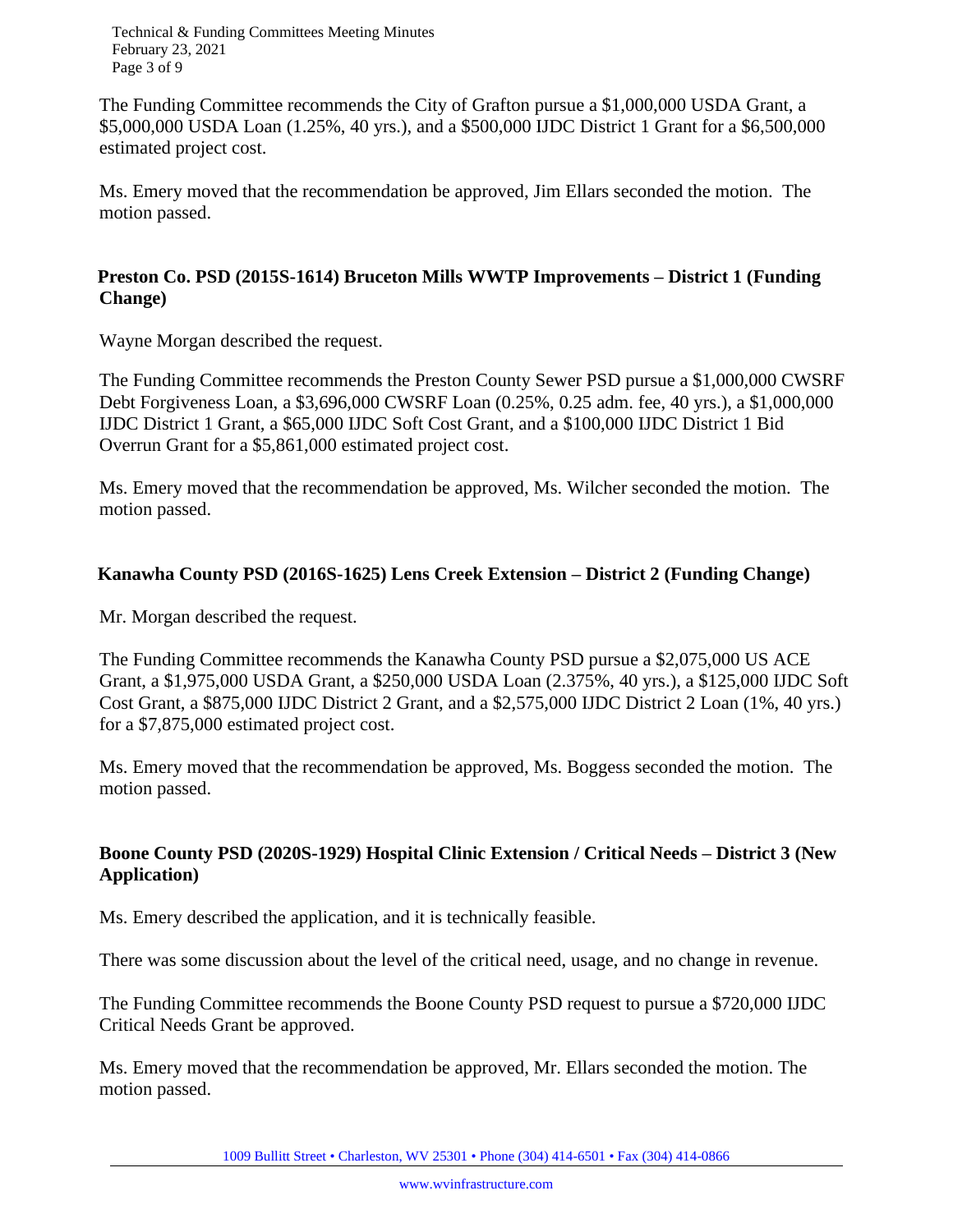The Funding Committee recommends the City of Grafton pursue a $1,000,000 USDA Grant, a $5,000,000 USDA Loan (1.25%, 40 yrs.), and a $500,000 IJDC District 1 Grant for a $6,500,000 estimated project cost.

Ms. Emery moved that the recommendation be approved, Jim Ellars seconded the motion. The motion passed.

**Preston Co. PSD (2015S-1614) Bruceton Mills WWTP Improvements – District 1 (Funding Change)**

Wayne Morgan described the request.

The Funding Committee recommends the Preston County Sewer PSD pursue a $1,000,000 CWSRF Debt Forgiveness Loan, a $3,696,000 CWSRF Loan (0.25%, 0.25 adm. fee, 40 yrs.), a $1,000,000 IJDC District 1 Grant, a $65,000 IJDC Soft Cost Grant, and a $100,000 IJDC District 1 Bid Overrun Grant for a $5,861,000 estimated project cost.

Ms. Emery moved that the recommendation be approved, Ms. Wilcher seconded the motion. The motion passed.

**Kanawha County PSD (2016S-1625) Lens Creek Extension – District 2 (Funding Change)**

Mr. Morgan described the request.

The Funding Committee recommends the Kanawha County PSD pursue a $2,075,000 US ACE Grant, a $1,975,000 USDA Grant, a $250,000 USDA Loan (2.375%, 40 yrs.), a $125,000 IJDC Soft Cost Grant, a $875,000 IJDC District 2 Grant, and a $2,575,000 IJDC District 2 Loan (1%, 40 yrs.) for a $7,875,000 estimated project cost.

Ms. Emery moved that the recommendation be approved, Ms. Boggess seconded the motion. The motion passed.

**Boone County PSD (2020S-1929) Hospital Clinic Extension / Critical Needs – District 3 (New Application)**

Ms. Emery described the application, and it is technically feasible.

There was some discussion about the level of the critical need, usage, and no change in revenue.

The Funding Committee recommends the Boone County PSD request to pursue a $720,000 IJDC Critical Needs Grant be approved.

Ms. Emery moved that the recommendation be approved, Mr. Ellars seconded the motion. The motion passed.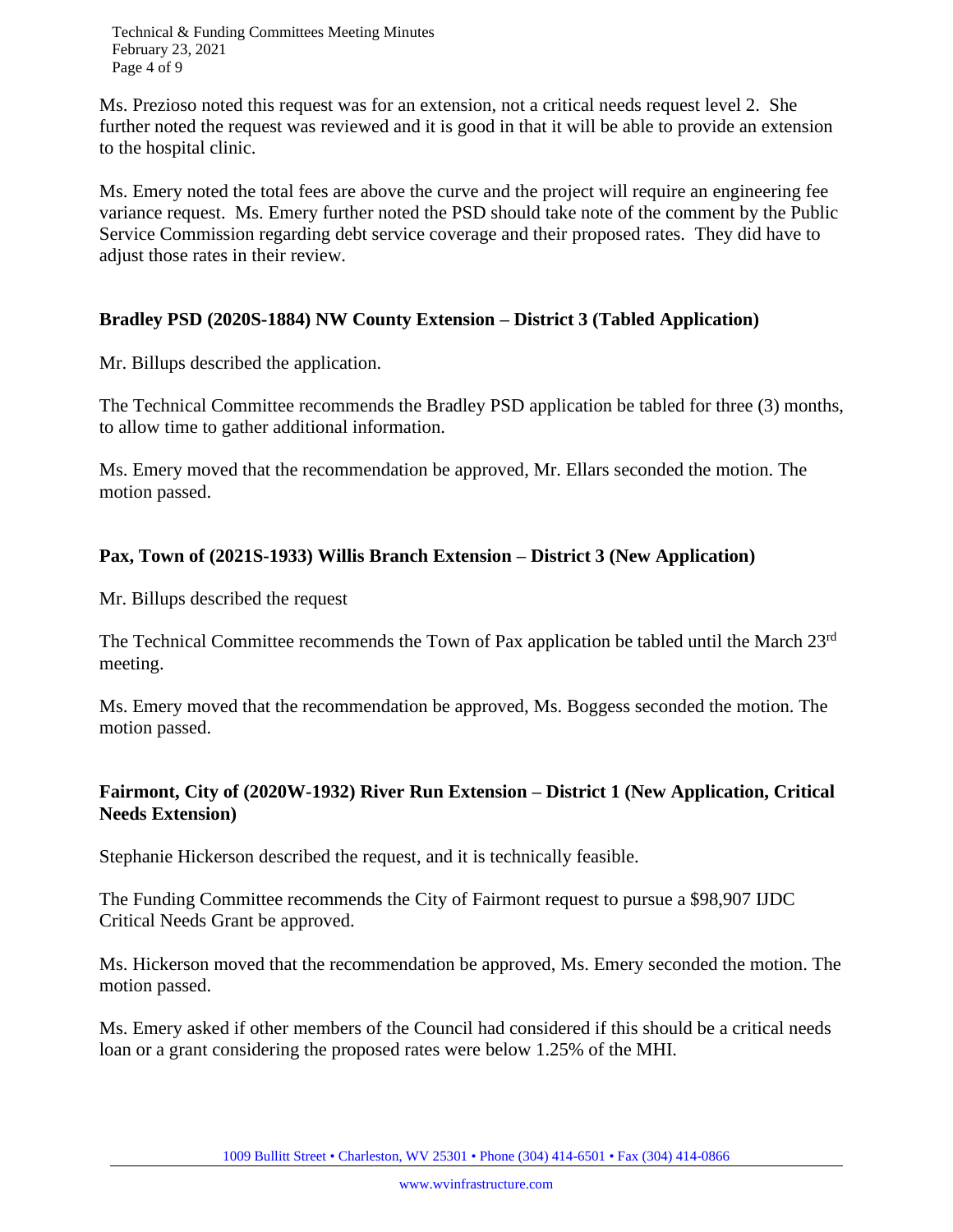Ms. Prezioso noted this request was for an extension, not a critical needs request level 2. She further noted the request was reviewed and it is good in that it will be able to provide an extension to the hospital clinic.

Ms. Emery noted the total fees are above the curve and the project will require an engineering fee variance request. Ms. Emery further noted the PSD should take note of the comment by the Public Service Commission regarding debt service coverage and their proposed rates. They did have to adjust those rates in their review.

**Bradley PSD (2020S-1884) NW County Extension – District 3 (Tabled Application)**

Mr. Billups described the application.

The Technical Committee recommends the Bradley PSD application be tabled for three (3) months, to allow time to gather additional information.

Ms. Emery moved that the recommendation be approved, Mr. Ellars seconded the motion. The motion passed.

**Pax, Town of (2021S-1933) Willis Branch Extension – District 3 (New Application)**

Mr. Billups described the request

The Technical Committee recommends the Town of Pax application be tabled until the March 23rd meeting.

Ms. Emery moved that the recommendation be approved, Ms. Boggess seconded the motion. The motion passed.

**Fairmont, City of (2020W-1932) River Run Extension – District 1 (New Application, Critical Needs Extension)**

Stephanie Hickerson described the request, and it is technically feasible.

The Funding Committee recommends the City of Fairmont request to pursue a $98,907 IJDC Critical Needs Grant be approved.

Ms. Hickerson moved that the recommendation be approved, Ms. Emery seconded the motion. The motion passed.

Ms. Emery asked if other members of the Council had considered if this should be a critical needs loan or a grant considering the proposed rates were below 1.25% of the MHI.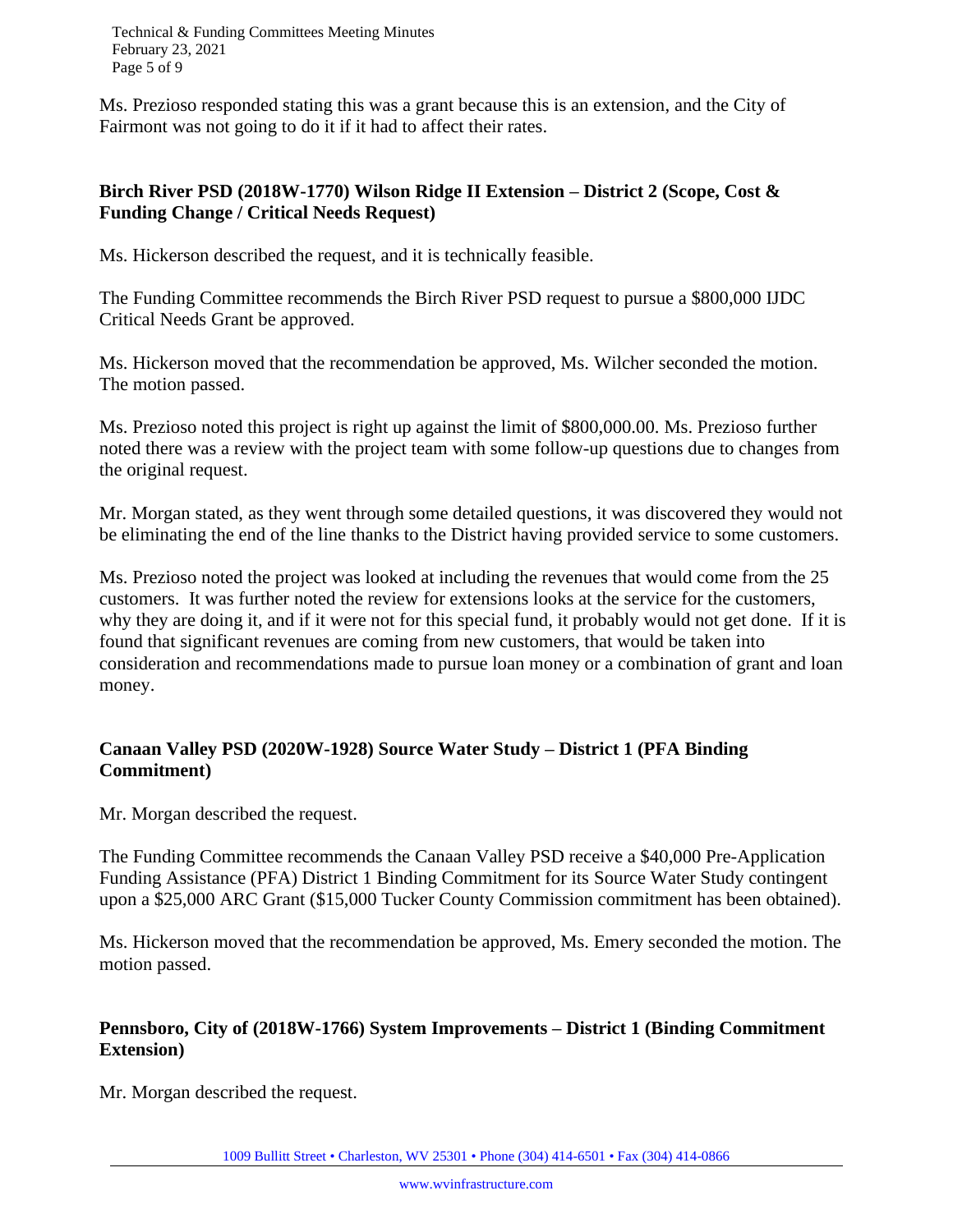Ms. Prezioso responded stating this was a grant because this is an extension, and the City of Fairmont was not going to do it if it had to affect their rates.

**Birch River PSD (2018W-1770) Wilson Ridge II Extension – District 2 (Scope, Cost & Funding Change / Critical Needs Request)**

Ms. Hickerson described the request, and it is technically feasible.

The Funding Committee recommends the Birch River PSD request to pursue a $800,000 IJDC Critical Needs Grant be approved.

Ms. Hickerson moved that the recommendation be approved, Ms. Wilcher seconded the motion. The motion passed.

Ms. Prezioso noted this project is right up against the limit of $800,000.00. Ms. Prezioso further noted there was a review with the project team with some follow-up questions due to changes from the original request.

Mr. Morgan stated, as they went through some detailed questions, it was discovered they would not be eliminating the end of the line thanks to the District having provided service to some customers.

Ms. Prezioso noted the project was looked at including the revenues that would come from the 25 customers. It was further noted the review for extensions looks at the service for the customers, why they are doing it, and if it were not for this special fund, it probably would not get done. If it is found that significant revenues are coming from new customers, that would be taken into consideration and recommendations made to pursue loan money or a combination of grant and loan money.

**Canaan Valley PSD (2020W-1928) Source Water Study – District 1 (PFA Binding Commitment)**

Mr. Morgan described the request.

The Funding Committee recommends the Canaan Valley PSD receive a $40,000 Pre-Application Funding Assistance (PFA) District 1 Binding Commitment for its Source Water Study contingent upon a $25,000 ARC Grant ($15,000 Tucker County Commission commitment has been obtained).

Ms. Hickerson moved that the recommendation be approved, Ms. Emery seconded the motion. The motion passed.

**Pennsboro, City of (2018W-1766) System Improvements – District 1 (Binding Commitment Extension)**

Mr. Morgan described the request.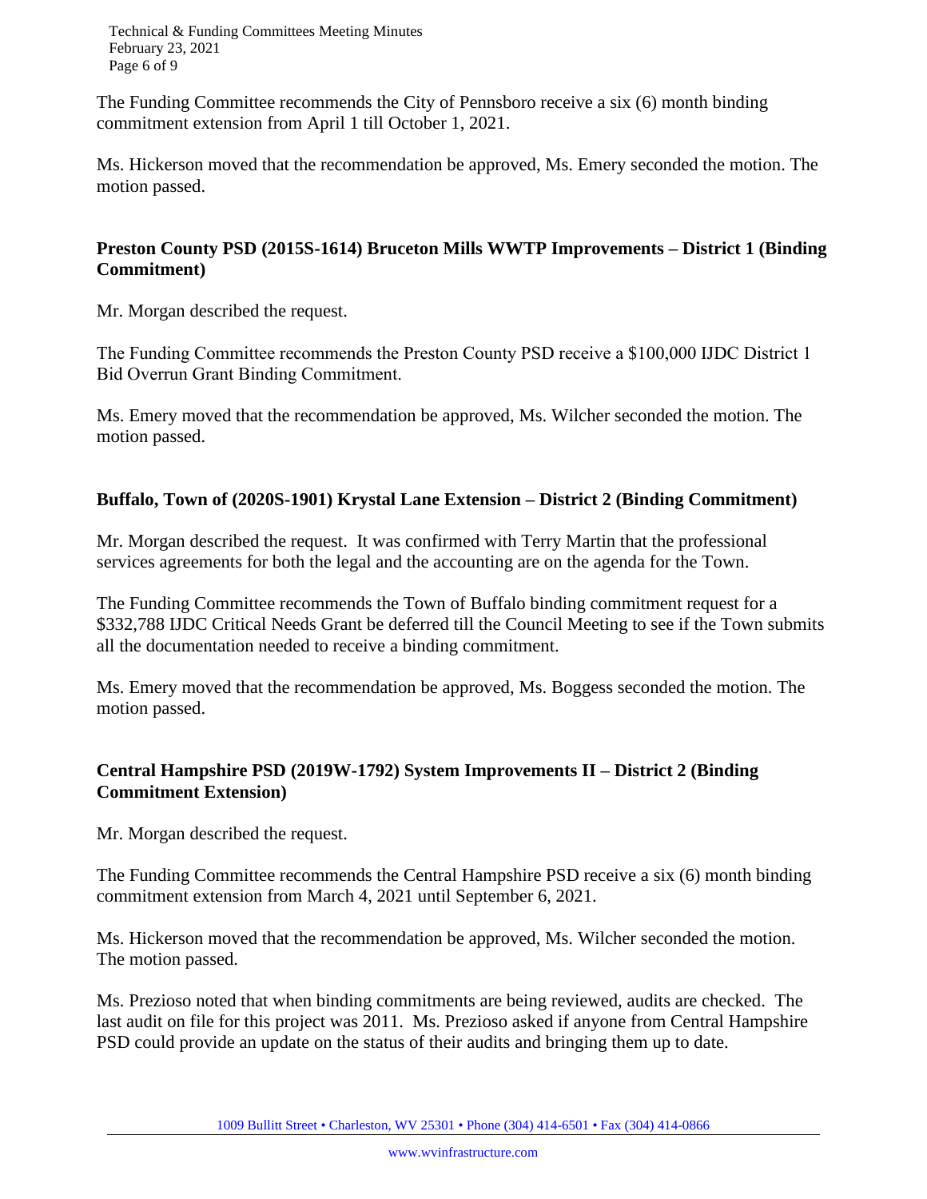The Funding Committee recommends the City of Pennsboro receive a six (6) month binding commitment extension from April 1 till October 1, 2021.

Ms. Hickerson moved that the recommendation be approved, Ms. Emery seconded the motion. The motion passed.

**Preston County PSD (2015S-1614) Bruceton Mills WWTP Improvements – District 1 (Binding Commitment)**

Mr. Morgan described the request.

The Funding Committee recommends the Preston County PSD receive a $100,000 IJDC District 1 Bid Overrun Grant Binding Commitment.

Ms. Emery moved that the recommendation be approved, Ms. Wilcher seconded the motion. The motion passed.

**Buffalo, Town of (2020S-1901) Krystal Lane Extension – District 2 (Binding Commitment)**

Mr. Morgan described the request. It was confirmed with Terry Martin that the professional services agreements for both the legal and the accounting are on the agenda for the Town.

The Funding Committee recommends the Town of Buffalo binding commitment request for a $332,788 IJDC Critical Needs Grant be deferred till the Council Meeting to see if the Town submits all the documentation needed to receive a binding commitment.

Ms. Emery moved that the recommendation be approved, Ms. Boggess seconded the motion. The motion passed.

**Central Hampshire PSD (2019W-1792) System Improvements II – District 2 (Binding Commitment Extension)**

Mr. Morgan described the request.

The Funding Committee recommends the Central Hampshire PSD receive a six (6) month binding commitment extension from March 4, 2021 until September 6, 2021.

Ms. Hickerson moved that the recommendation be approved, Ms. Wilcher seconded the motion. The motion passed.

Ms. Prezioso noted that when binding commitments are being reviewed, audits are checked. The last audit on file for this project was 2011. Ms. Prezioso asked if anyone from Central Hampshire PSD could provide an update on the status of their audits and bringing them up to date.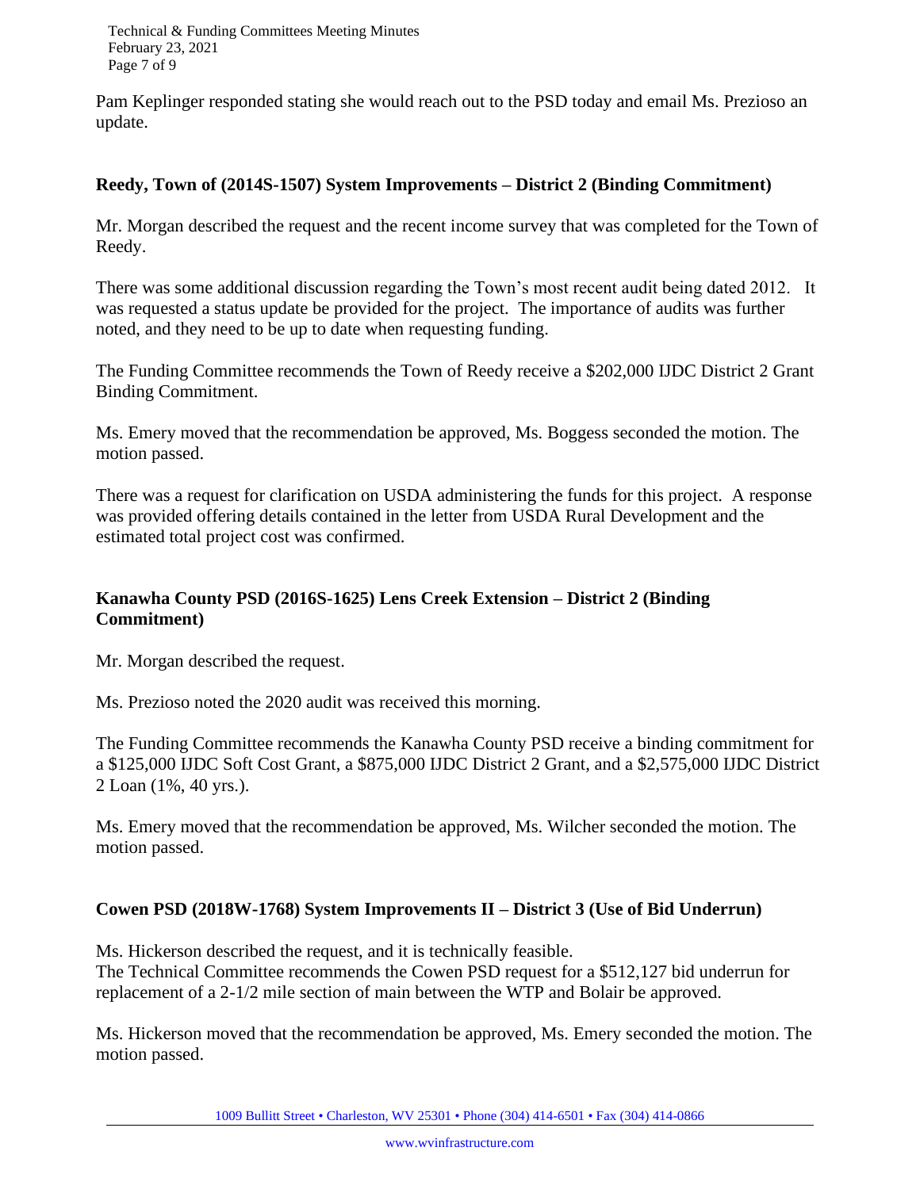Pam Keplinger responded stating she would reach out to the PSD today and email Ms. Prezioso an update.

**Reedy, Town of (2014S-1507) System Improvements – District 2 (Binding Commitment)**

Mr. Morgan described the request and the recent income survey that was completed for the Town of Reedy.

There was some additional discussion regarding the Town's most recent audit being dated 2012. It was requested a status update be provided for the project. The importance of audits was further noted, and they need to be up to date when requesting funding.

The Funding Committee recommends the Town of Reedy receive a $202,000 IJDC District 2 Grant Binding Commitment.

Ms. Emery moved that the recommendation be approved, Ms. Boggess seconded the motion. The motion passed.

There was a request for clarification on USDA administering the funds for this project. A response was provided offering details contained in the letter from USDA Rural Development and the estimated total project cost was confirmed.

**Kanawha County PSD (2016S-1625) Lens Creek Extension – District 2 (Binding Commitment)**

Mr. Morgan described the request.

Ms. Prezioso noted the 2020 audit was received this morning.

The Funding Committee recommends the Kanawha County PSD receive a binding commitment for a $125,000 IJDC Soft Cost Grant, a $875,000 IJDC District 2 Grant, and a $2,575,000 IJDC District 2 Loan (1%, 40 yrs.).

Ms. Emery moved that the recommendation be approved, Ms. Wilcher seconded the motion. The motion passed.

**Cowen PSD (2018W-1768) System Improvements II – District 3 (Use of Bid Underrun)**

Ms. Hickerson described the request, and it is technically feasible.
The Technical Committee recommends the Cowen PSD request for a $512,127 bid underrun for replacement of a 2-1/2 mile section of main between the WTP and Bolair be approved.

Ms. Hickerson moved that the recommendation be approved, Ms. Emery seconded the motion. The motion passed.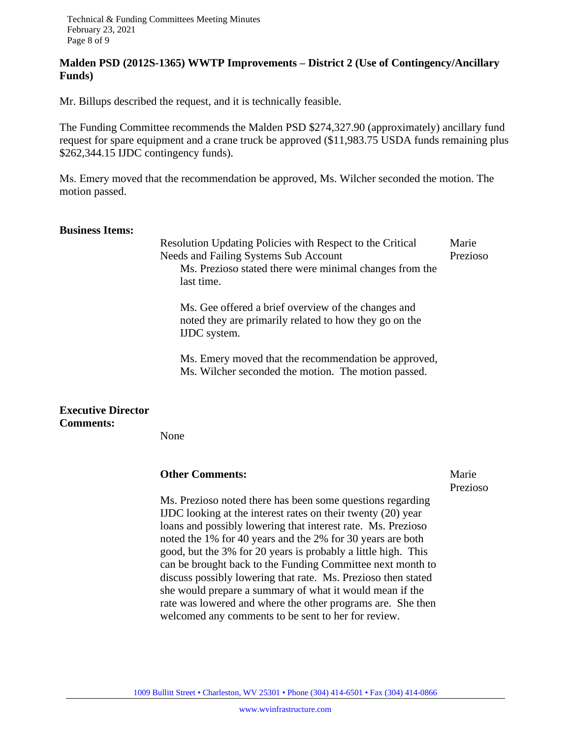**Malden PSD (2012S-1365) WWTP Improvements – District 2 (Use of Contingency/Ancillary Funds)**

Mr. Billups described the request, and it is technically feasible.

The Funding Committee recommends the Malden PSD $274,327.90 (approximately) ancillary fund request for spare equipment and a crane truck be approved ($11,983.75 USDA funds remaining plus $262,344.15 IJDC contingency funds).

Ms. Emery moved that the recommendation be approved, Ms. Wilcher seconded the motion. The motion passed.

**Business Items:**

Resolution Updating Policies with Respect to the Critical Needs and Failing Systems Sub Account — Marie Prezioso

Ms. Prezioso stated there were minimal changes from the last time.

Ms. Gee offered a brief overview of the changes and noted they are primarily related to how they go on the IJDC system.

Ms. Emery moved that the recommendation be approved, Ms. Wilcher seconded the motion. The motion passed.

**Executive Director Comments:**

None

**Other Comments:** — Marie Prezioso

Ms. Prezioso noted there has been some questions regarding IJDC looking at the interest rates on their twenty (20) year loans and possibly lowering that interest rate. Ms. Prezioso noted the 1% for 40 years and the 2% for 30 years are both good, but the 3% for 20 years is probably a little high. This can be brought back to the Funding Committee next month to discuss possibly lowering that rate. Ms. Prezioso then stated she would prepare a summary of what it would mean if the rate was lowered and where the other programs are. She then welcomed any comments to be sent to her for review.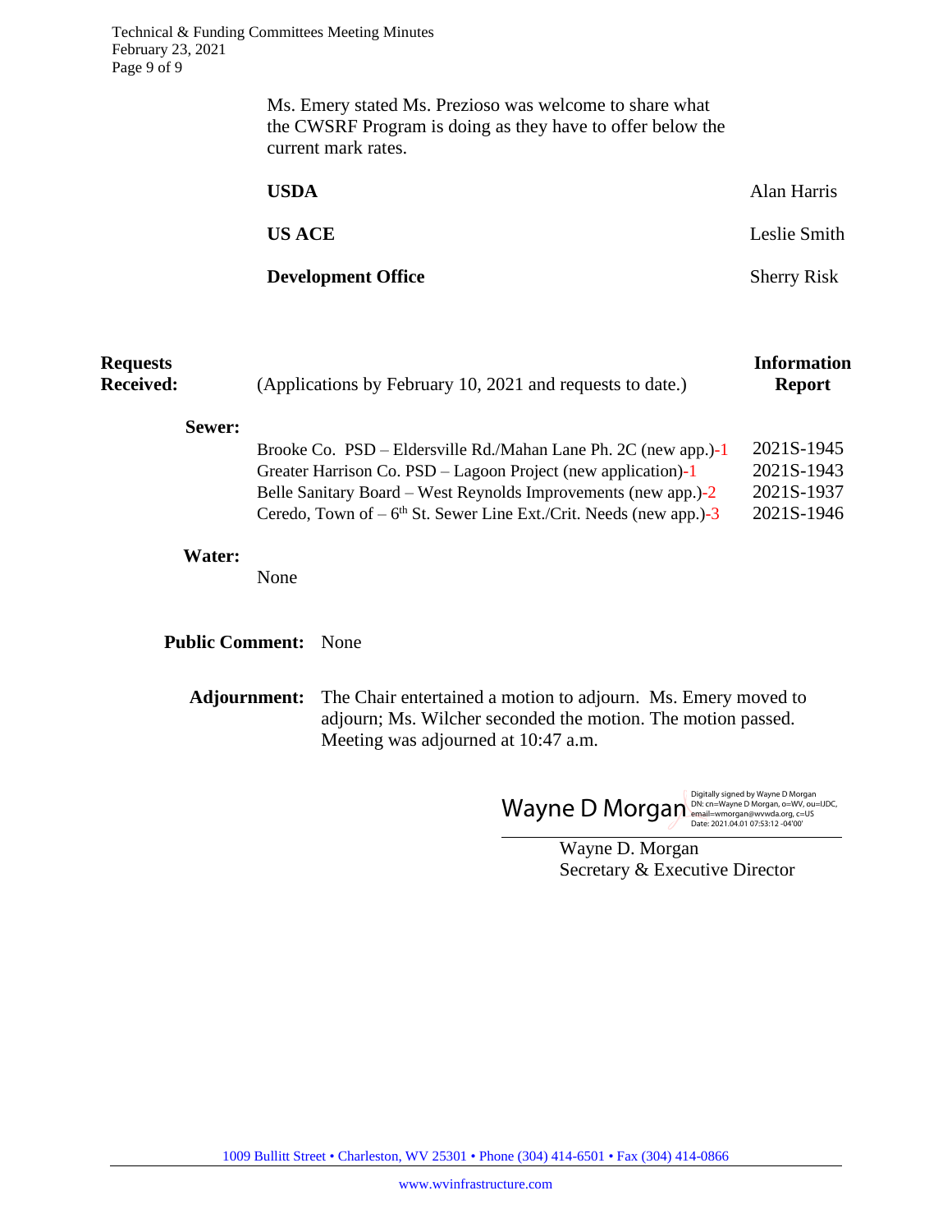Ms. Emery stated Ms. Prezioso was welcome to share what the CWSRF Program is doing as they have to offer below the current mark rates.

| | |
|---|---|
| **USDA** | Alan Harris |
| **US ACE** | Leslie Smith |
| **Development Office** | Sherry Risk |

**Requests Received:** (Applications by February 10, 2021 and requests to date.) **Information Report**

**Sewer:**

| | |
|---|---|
| Brooke Co. PSD – Eldersville Rd./Mahan Lane Ph. 2C (new app.)-1 | 2021S-1945 |
| Greater Harrison Co. PSD – Lagoon Project (new application)-1 | 2021S-1943 |
| Belle Sanitary Board – West Reynolds Improvements (new app.)-2 | 2021S-1937 |
| Ceredo, Town of – 6th St. Sewer Line Ext./Crit. Needs (new app.)-3 | 2021S-1946 |

**Water:**

None

**Public Comment:** None

**Adjournment:** The Chair entertained a motion to adjourn. Ms. Emery moved to adjourn; Ms. Wilcher seconded the motion. The motion passed. Meeting was adjourned at 10:47 a.m.

Wayne D Morgan
Digitally signed by Wayne D Morgan
DN: cn=Wayne D Morgan, o=WV, ou=IJDC, email=wmorgan@wvwda.org, c=US
Date: 2021.04.01 07:53:12 -04'00'

Wayne D. Morgan
Secretary & Executive Director

1009 Bullitt Street • Charleston, WV 25301 • Phone (304) 414-6501 • Fax (304) 414-0866

www.wvinfrastructure.com